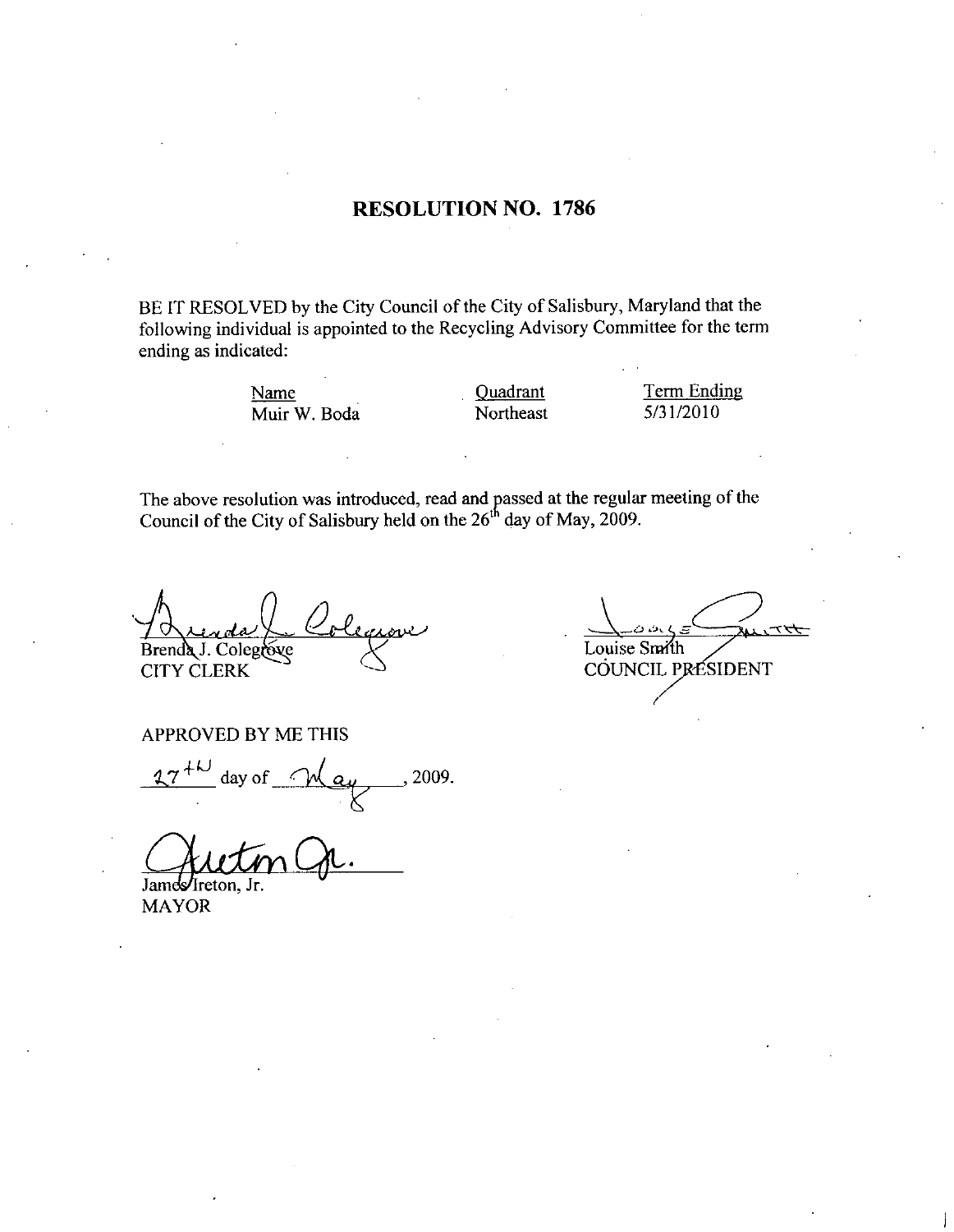# RESOLUTION NO. 1786

BE IT RESOLVED by the City Council of the City of Salisbury, Maryland that the following individual is appointed to the Recycling Advisory Committee for the term ending as indicated:

| Name | Quadrant | Term Ending |
|---|---|---|
| Muir W. Boda | Northeast | 5/31/2010 |

The above resolution was introduced, read and passed at the regular meeting of the Council of the City of Salisbury held on the 26th day of May, 2009.

Brenda J. Colegrove
CITY CLERK

Louise Smith
COUNCIL PRESIDENT

APPROVED BY ME THIS

27th day of May, 2009.

James Ireton, Jr.
MAYOR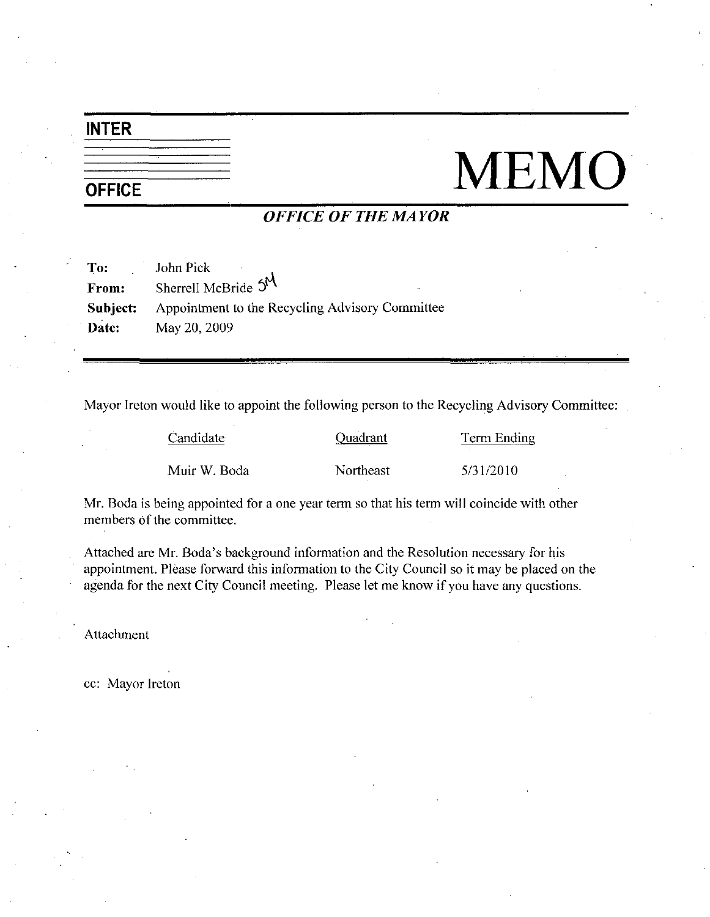**INTER**

**OFFICE**

# MEMO

***OFFICE OF THE MAYOR***

**To:** John Pick
**From:** Sherrell McBride SM
**Subject:** Appointment to the Recycling Advisory Committee
**Date:** May 20, 2009

---

Mayor Ireton would like to appoint the following person to the Recycling Advisory Committee:

| Candidate | Quadrant | Term Ending |
|---|---|---|
| Muir W. Boda | Northeast | 5/31/2010 |

Mr. Boda is being appointed for a one year term so that his term will coincide with other members of the committee.

Attached are Mr. Boda's background information and the Resolution necessary for his appointment. Please forward this information to the City Council so it may be placed on the agenda for the next City Council meeting. Please let me know if you have any questions.

Attachment

cc: Mayor Ireton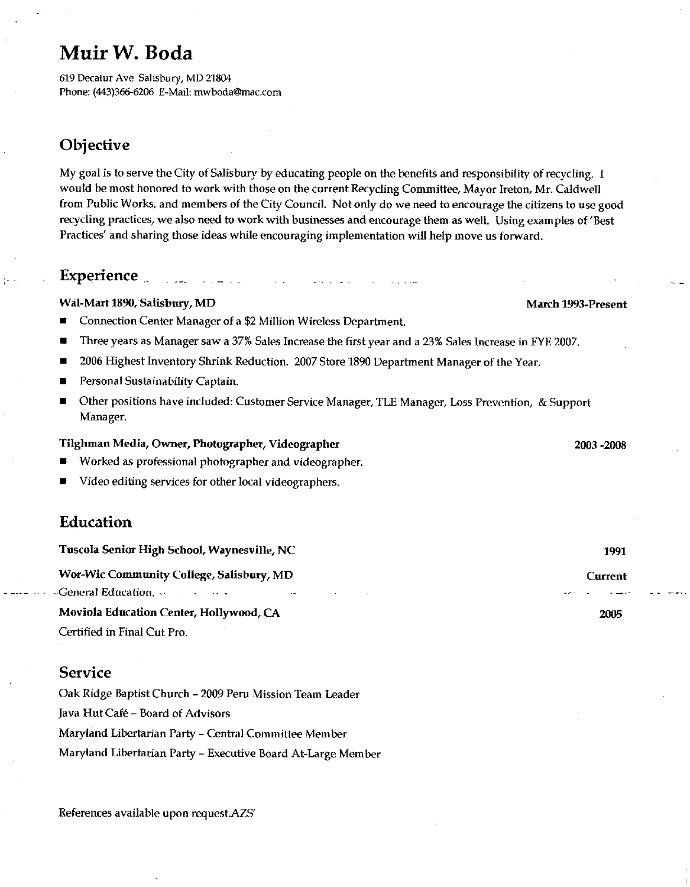# Muir W. Boda

619 Decatur Ave Salisbury, MD 21804
Phone: (443)366-6206 E-Mail: mwboda@mac.com

## Objective

My goal is to serve the City of Salisbury by educating people on the benefits and responsibility of recycling. I would be most honored to work with those on the current Recycling Committee, Mayor Ireton, Mr. Caldwell from Public Works, and members of the City Council. Not only do we need to encourage the citizens to use good recycling practices, we also need to work with businesses and encourage them as well. Using examples of 'Best Practices' and sharing those ideas while encouraging implementation will help move us forward.

## Experience

**Wal-Mart 1890, Salisbury, MD** **March 1993-Present**

- Connection Center Manager of a $2 Million Wireless Department.
- Three years as Manager saw a 37% Sales Increase the first year and a 23% Sales Increase in FYE 2007.
- 2006 Highest Inventory Shrink Reduction. 2007 Store 1890 Department Manager of the Year.
- Personal Sustainability Captain.
- Other positions have included: Customer Service Manager, TLE Manager, Loss Prevention, & Support Manager.

**Tilghman Media, Owner, Photographer, Videographer** **2003 -2008**

- Worked as professional photographer and videographer.
- Video editing services for other local videographers.

## Education

**Tuscola Senior High School, Waynesville, NC** **1991**

**Wor-Wic Community College, Salisbury, MD** **Current**

General Education.

**Moviola Education Center, Hollywood, CA** **2005**

Certified in Final Cut Pro.

## Service

Oak Ridge Baptist Church – 2009 Peru Mission Team Leader

Java Hut Café – Board of Advisors

Maryland Libertarian Party – Central Committee Member

Maryland Libertarian Party – Executive Board At-Large Member

References available upon request.AZS'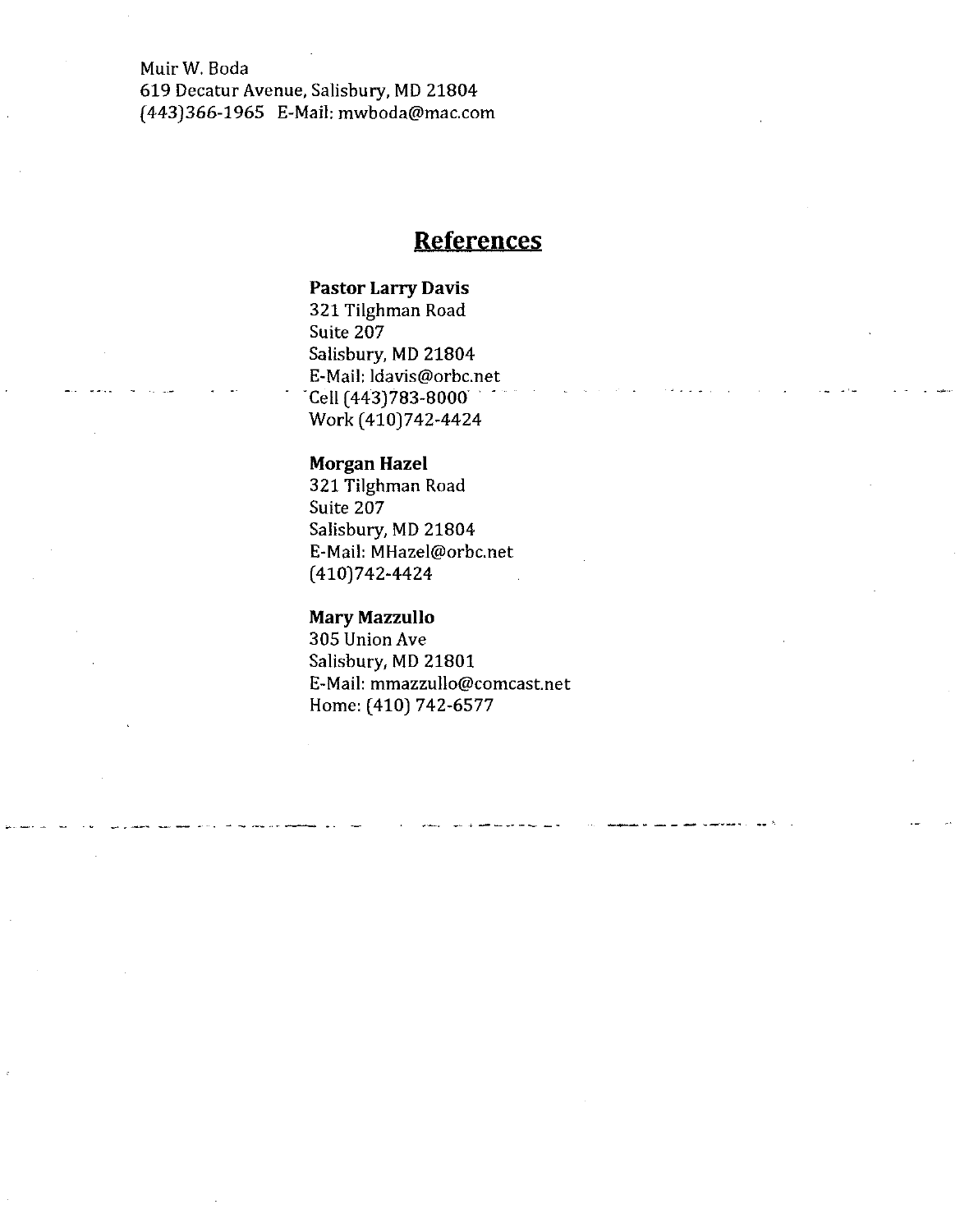Muir W. Boda
619 Decatur Avenue, Salisbury, MD 21804
(443)366-1965 E-Mail: mwboda@mac.com

## References

**Pastor Larry Davis**
321 Tilghman Road
Suite 207
Salisbury, MD 21804
E-Mail: ldavis@orbc.net
Cell (443)783-8000
Work (410)742-4424

**Morgan Hazel**
321 Tilghman Road
Suite 207
Salisbury, MD 21804
E-Mail: MHazel@orbc.net
(410)742-4424

**Mary Mazzullo**
305 Union Ave
Salisbury, MD 21801
E-Mail: mmazzullo@comcast.net
Home: (410) 742-6577